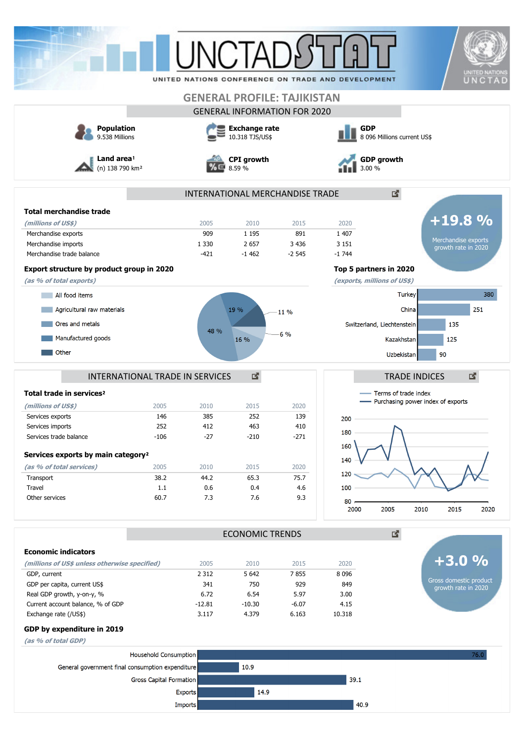# UNCTADSTAT

UNITED NATIONS CONFERENCE ON TRADE AND DEVELOPMENT

## GENERAL PROFILE: TAJIKISTAN

### GENERAL INFORMATION FOR 2020

**Population**
9.538 Millions

**Exchange rate**
10.318 TJS/US$

**GDP**
8 096 Millions current US$

**Land area**[1]
(n) 138 790 km²

**CPI growth**
8.59 %

**GDP growth**
3.00 %

### INTERNATIONAL MERCHANDISE TRADE

**Total merchandise trade**

| *(millions of US$)* | 2005 | 2010 | 2015 | 2020 |
|---|---|---|---|---|
| Merchandise exports | 909 | 1 195 | 891 | 1 407 |
| Merchandise imports | 1 330 | 2 657 | 3 436 | 3 151 |
| Merchandise trade balance | -421 | -1 462 | -2 545 | -1 744 |

**+19.8 %**
Merchandise exports growth rate in 2020

**Export structure by product group in 2020**

*(as % of total exports)*

- All food items
- Agricultural raw materials
- Ores and metals: 48 %
- Manufactured goods
- Other

Pie chart values: 48 %, 19 %, 11 %, 6 %, 16 %

**Top 5 partners in 2020**

*(exports, millions of US$)*

| Partner | Exports |
|---|---|
| Turkey | 380 |
| China | 251 |
| Switzerland, Liechtenstein | 135 |
| Kazakhstan | 125 |
| Uzbekistan | 90 |

### INTERNATIONAL TRADE IN SERVICES

**Total trade in services**[2]

| *(millions of US$)* | 2005 | 2010 | 2015 | 2020 |
|---|---|---|---|---|
| Services exports | 146 | 385 | 252 | 139 |
| Services imports | 252 | 412 | 463 | 410 |
| Services trade balance | -106 | -27 | -210 | -271 |

**Services exports by main category**[2]

| *(as % of total services)* | 2005 | 2010 | 2015 | 2020 |
|---|---|---|---|---|
| Transport | 38.2 | 44.2 | 65.3 | 75.7 |
| Travel | 1.1 | 0.6 | 0.4 | 4.6 |
| Other services | 60.7 | 7.3 | 7.6 | 9.3 |

### TRADE INDICES

Terms of trade index
Purchasing power index of exports

### ECONOMIC TRENDS

**Economic indicators**

| *(millions of US$ unless otherwise specified)* | 2005 | 2010 | 2015 | 2020 |
|---|---|---|---|---|
| GDP, current | 2 312 | 5 642 | 7 855 | 8 096 |
| GDP per capita, current US$ | 341 | 750 | 929 | 849 |
| Real GDP growth, y-on-y, % | 6.72 | 6.54 | 5.97 | 3.00 |
| Current account balance, % of GDP | -12.81 | -10.30 | -6.07 | 4.15 |
| Exchange rate (/US$) | 3.117 | 4.379 | 6.163 | 10.318 |

**+3.0 %**
Gross domestic product growth rate in 2020

**GDP by expenditure in 2019**

*(as % of total GDP)*

| Component | % |
|---|---|
| Household Consumption | 76.0 |
| General government final consumption expenditure | 10.9 |
| Gross Capital Formation | 39.1 |
| Exports | 14.9 |
| Imports | 40.9 |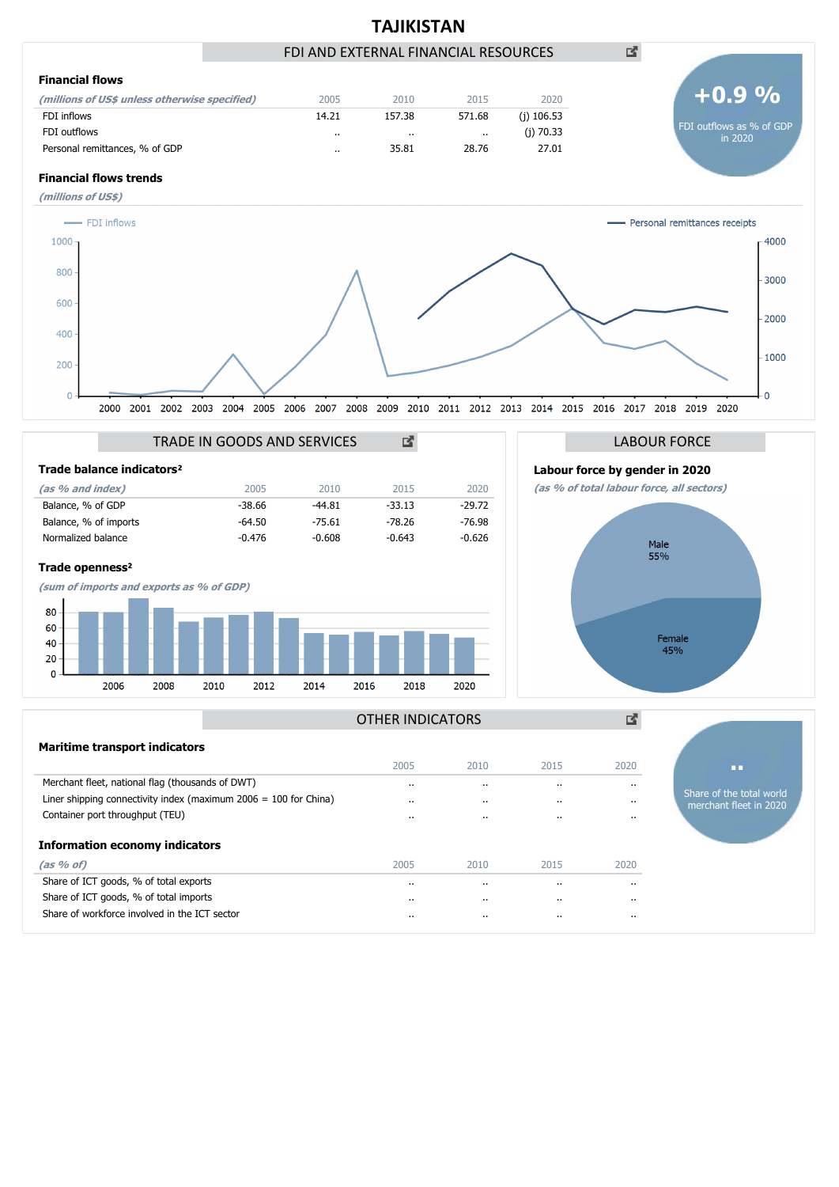# TAJIKISTAN

## FDI AND EXTERNAL FINANCIAL RESOURCES

### Financial flows

| *(millions of US$ unless otherwise specified)* | 2005 | 2010 | 2015 | 2020 |
|---|---|---|---|---|
| FDI inflows | 14.21 | 157.38 | 571.68 | (j) 106.53 |
| FDI outflows | .. | .. | .. | (j) 70.33 |
| Personal remittances, % of GDP | .. | 35.81 | 28.76 | 27.01 |

**+0.9 %**
FDI outflows as % of GDP in 2020

### Financial flows trends

*(millions of US$)*

FDI inflows — Personal remittances receipts

## TRADE IN GOODS AND SERVICES

### Trade balance indicators²

| *(as % and index)* | 2005 | 2010 | 2015 | 2020 |
|---|---|---|---|---|
| Balance, % of GDP | -38.66 | -44.81 | -33.13 | -29.72 |
| Balance, % of imports | -64.50 | -75.61 | -78.26 | -76.98 |
| Normalized balance | -0.476 | -0.608 | -0.643 | -0.626 |

### Trade openness²

*(sum of imports and exports as % of GDP)*

## LABOUR FORCE

### Labour force by gender in 2020

*(as % of total labour force, all sectors)*

Male 55%
Female 45%

## OTHER INDICATORS

### Maritime transport indicators

| | 2005 | 2010 | 2015 | 2020 |
|---|---|---|---|---|
| Merchant fleet, national flag (thousands of DWT) | .. | .. | .. | .. |
| Liner shipping connectivity index (maximum 2006 = 100 for China) | .. | .. | .. | .. |
| Container port throughput (TEU) | .. | .. | .. | .. |

**..**
Share of the total world merchant fleet in 2020

### Information economy indicators

| *(as % of)* | 2005 | 2010 | 2015 | 2020 |
|---|---|---|---|---|
| Share of ICT goods, % of total exports | .. | .. | .. | .. |
| Share of ICT goods, % of total imports | .. | .. | .. | .. |
| Share of workforce involved in the ICT sector | .. | .. | .. | .. |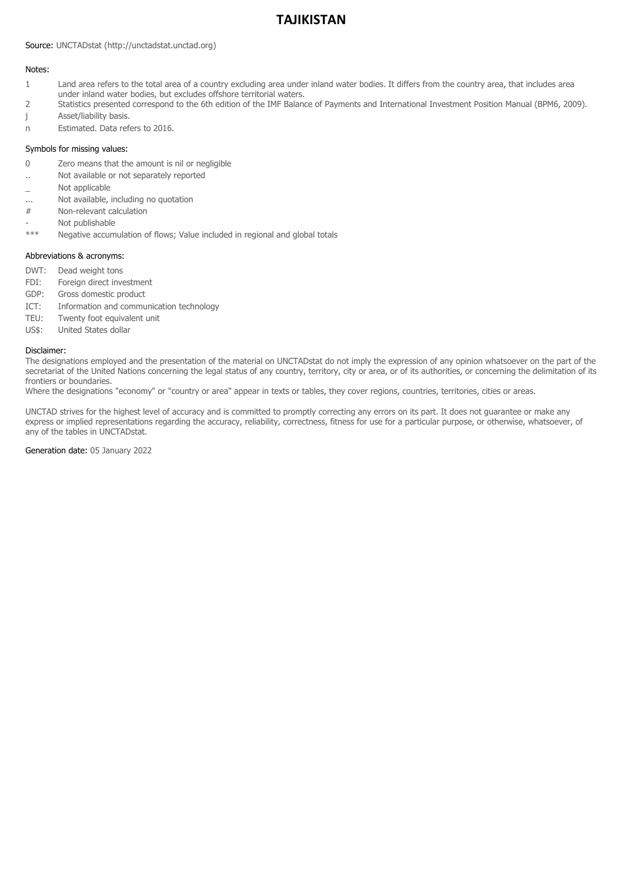# TAJIKISTAN

**Source:** UNCTADstat (http://unctadstat.unctad.org)

**Notes:**

| | |
|---|---|
| 1 | Land area refers to the total area of a country excluding area under inland water bodies. It differs from the country area, that includes area under inland water bodies, but excludes offshore territorial waters. |
| 2 | Statistics presented correspond to the 6th edition of the IMF Balance of Payments and International Investment Position Manual (BPM6, 2009). |
| j | Asset/liability basis. |
| n | Estimated. Data refers to 2016. |

**Symbols for missing values:**

| | |
|---|---|
| 0 | Zero means that the amount is nil or negligible |
| .. | Not available or not separately reported |
| _ | Not applicable |
| ... | Not available, including no quotation |
| # | Non-relevant calculation |
| - | Not publishable |
| *** | Negative accumulation of flows; Value included in regional and global totals |

**Abbreviations & acronyms:**

| | |
|---|---|
| DWT: | Dead weight tons |
| FDI: | Foreign direct investment |
| GDP: | Gross domestic product |
| ICT: | Information and communication technology |
| TEU: | Twenty foot equivalent unit |
| US$: | United States dollar |

**Disclaimer:**

The designations employed and the presentation of the material on UNCTADstat do not imply the expression of any opinion whatsoever on the part of the secretariat of the United Nations concerning the legal status of any country, territory, city or area, or of its authorities, or concerning the delimitation of its frontiers or boundaries.
Where the designations "economy" or "country or area" appear in texts or tables, they cover regions, countries, territories, cities or areas.

UNCTAD strives for the highest level of accuracy and is committed to promptly correcting any errors on its part. It does not guarantee or make any express or implied representations regarding the accuracy, reliability, correctness, fitness for use for a particular purpose, or otherwise, whatsoever, of any of the tables in UNCTADstat.

**Generation date:** 05 January 2022